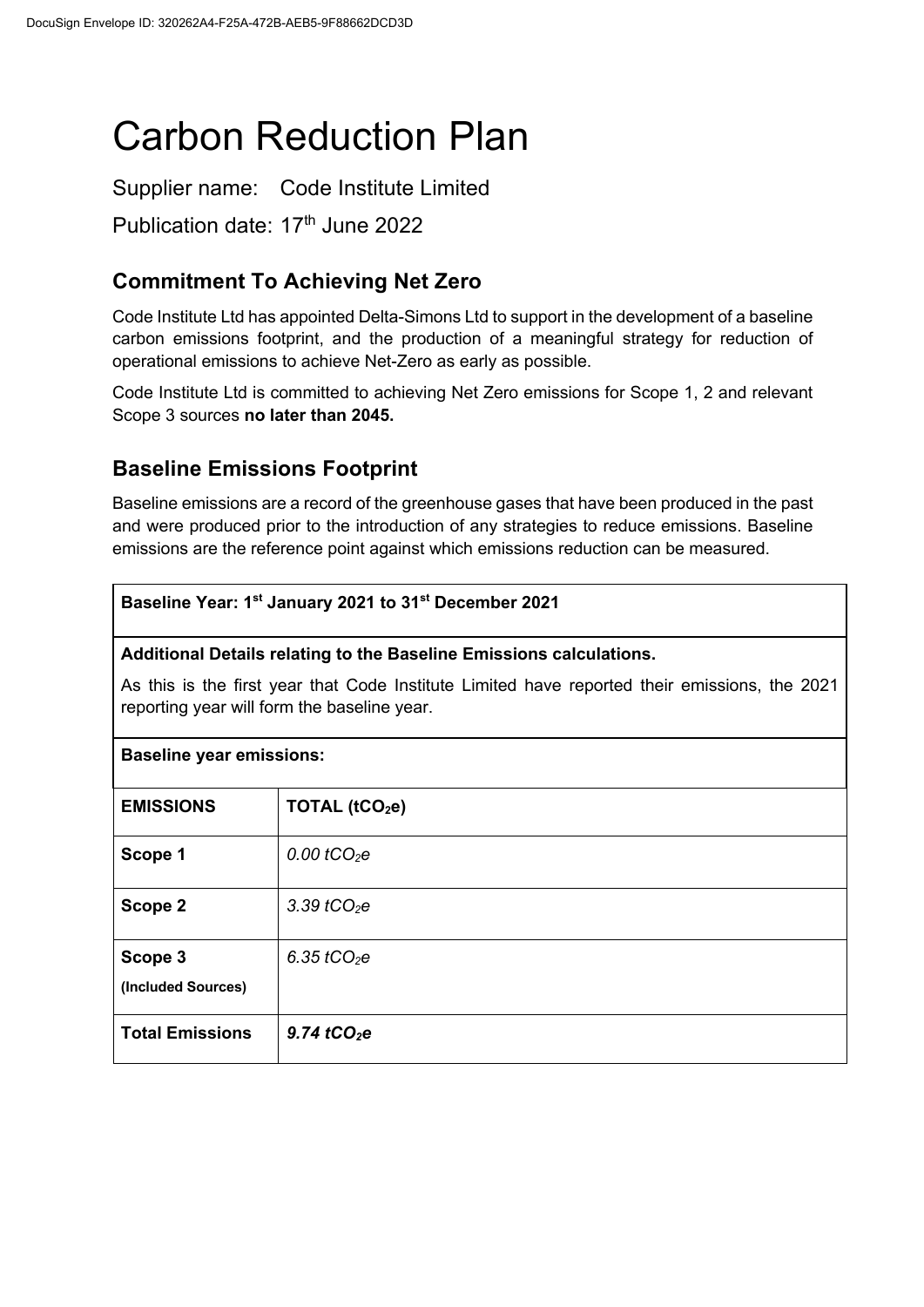# Carbon Reduction Plan

Supplier name: Code Institute Limited

Publication date: 17th June 2022

## Commitment To Achieving Net Zero

Code Institute Ltd has appointed Delta-Simons Ltd to support in the development of a baseline carbon emissions footprint, and the production of a meaningful strategy for reduction of operational emissions to achieve Net-Zero as early as possible.

Code Institute Ltd is committed to achieving Net Zero emissions for Scope 1, 2 and relevant Scope 3 sources **no later than 2045.**

## Baseline Emissions Footprint

Baseline emissions are a record of the greenhouse gases that have been produced in the past and were produced prior to the introduction of any strategies to reduce emissions. Baseline emissions are the reference point against which emissions reduction can be measured.

**Baseline Year: 1st January 2021 to 31st December 2021**

**Additional Details relating to the Baseline Emissions calculations.**

As this is the first year that Code Institute Limited have reported their emissions, the 2021 reporting year will form the baseline year.

**Baseline year emissions:**

| EMISSIONS | TOTAL ($tCO_2e$) |
|---|---|
| **Scope 1** | *0.00 $tCO_2e$* |
| **Scope 2** | *3.39 $tCO_2e$* |
| **Scope 3** **(Included Sources)** | *6.35 $tCO_2e$* |
| **Total Emissions** | ***9.74 $tCO_2e$*** |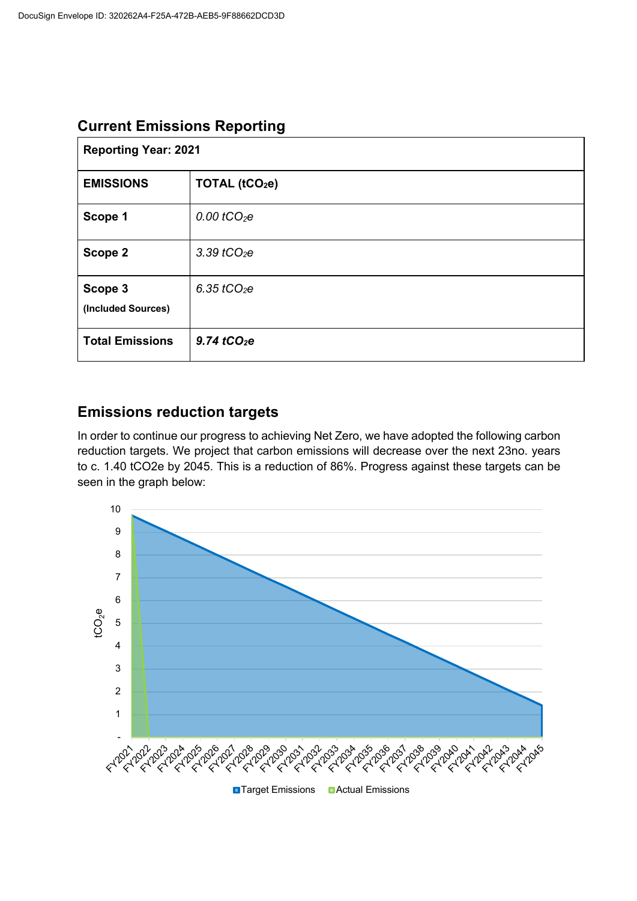## Current Emissions Reporting

| Reporting Year: 2021 | |
|---|---|
| **EMISSIONS** | **TOTAL ($tCO_2e$)** |
| **Scope 1** | *0.00 $tCO_2e$* |
| **Scope 2** | *3.39 $tCO_2e$* |
| **Scope 3** (Included Sources) | *6.35 $tCO_2e$* |
| **Total Emissions** | ***9.74 $tCO_2e$*** |

## Emissions reduction targets

In order to continue our progress to achieving Net Zero, we have adopted the following carbon reduction targets. We project that carbon emissions will decrease over the next 23no. years to c. 1.40 tCO2e by 2045. This is a reduction of 86%. Progress against these targets can be seen in the graph below: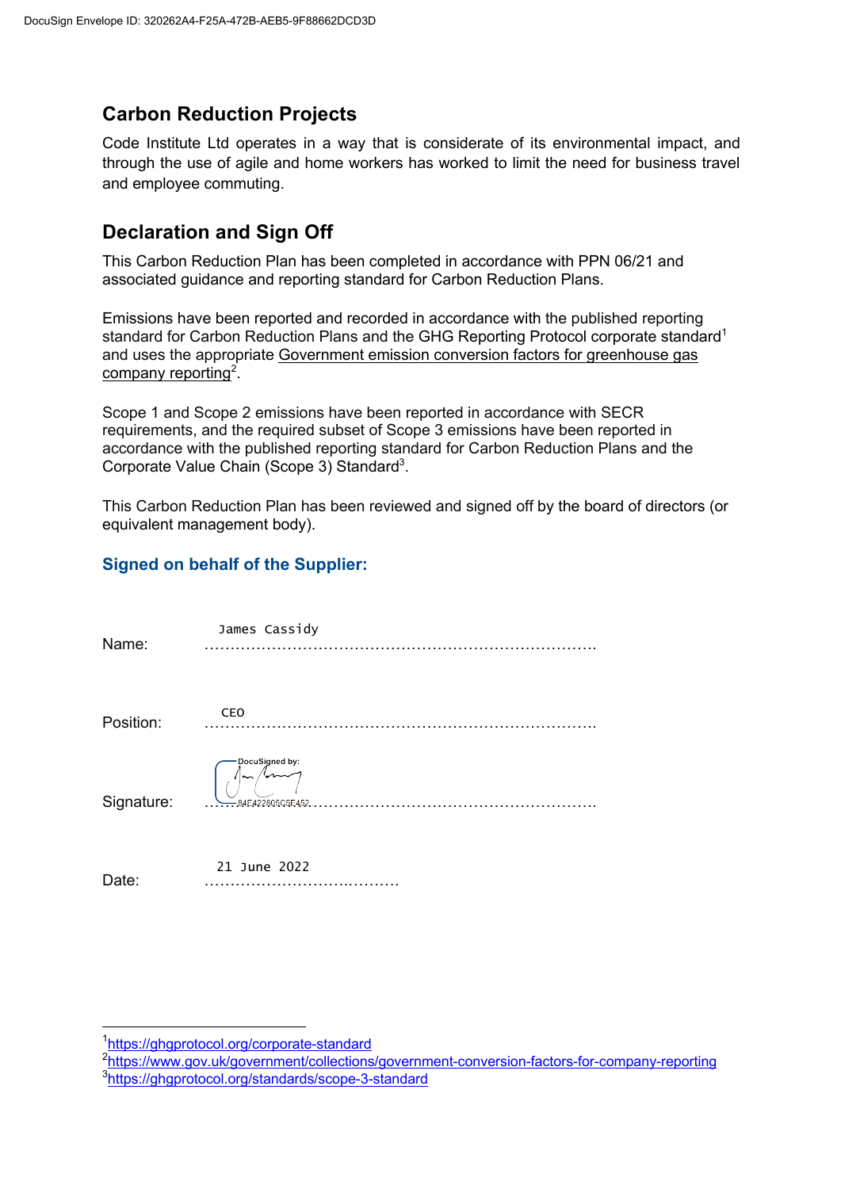## Carbon Reduction Projects

Code Institute Ltd operates in a way that is considerate of its environmental impact, and through the use of agile and home workers has worked to limit the need for business travel and employee commuting.

## Declaration and Sign Off

This Carbon Reduction Plan has been completed in accordance with PPN 06/21 and associated guidance and reporting standard for Carbon Reduction Plans.

Emissions have been reported and recorded in accordance with the published reporting standard for Carbon Reduction Plans and the GHG Reporting Protocol corporate standard[1] and uses the appropriate Government emission conversion factors for greenhouse gas company reporting[2].

Scope 1 and Scope 2 emissions have been reported in accordance with SECR requirements, and the required subset of Scope 3 emissions have been reported in accordance with the published reporting standard for Carbon Reduction Plans and the Corporate Value Chain (Scope 3) Standard[3].

This Carbon Reduction Plan has been reviewed and signed off by the board of directors (or equivalent management body).

### Signed on behalf of the Supplier:

Name: James Cassidy

Position: CEO

Signature: DocuSigned by: 84E42280C5E452...

Date: 21 June 2022

---

[1] https://ghgprotocol.org/corporate-standard
[2] https://www.gov.uk/government/collections/government-conversion-factors-for-company-reporting
[3] https://ghgprotocol.org/standards/scope-3-standard